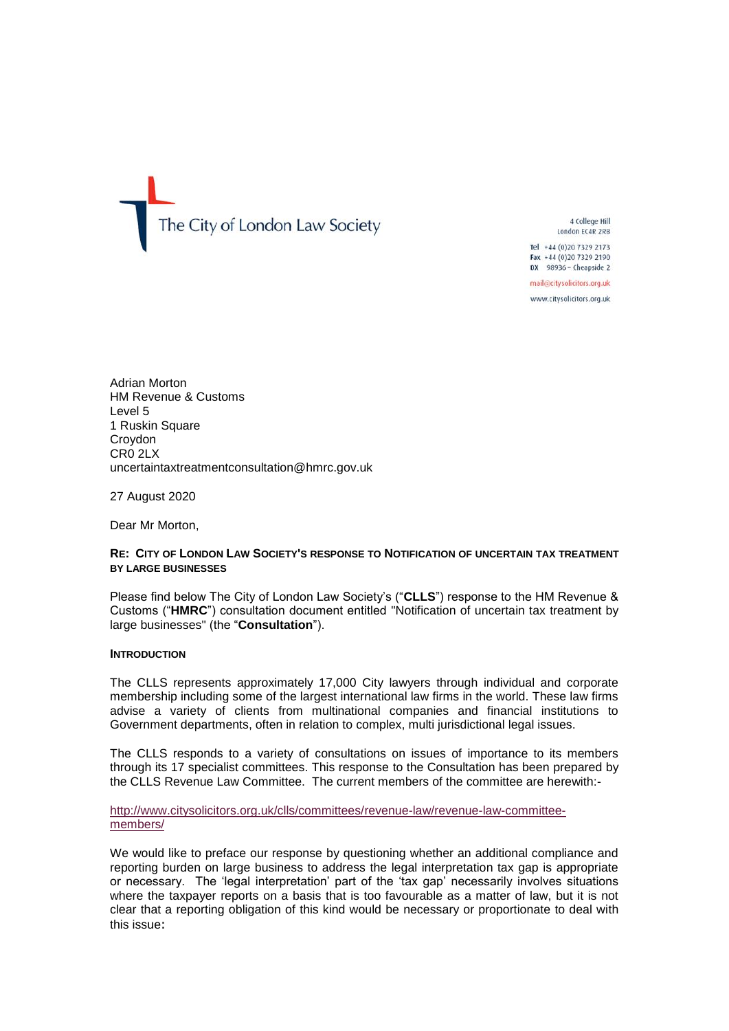The City of London Law Society

4 College Hill
London EC4R 2RB

Tel +44 (0)20 7329 2173
Fax +44 (0)20 7329 2190
DX 98936 – Cheapside 2

mail@citysolicitors.org.uk
www.citysolicitors.org.uk

Adrian Morton
HM Revenue & Customs
Level 5
1 Ruskin Square
Croydon
CR0 2LX
uncertaintaxtreatmentconsultation@hmrc.gov.uk

27 August 2020

Dear Mr Morton,

**RE: CITY OF LONDON LAW SOCIETY'S RESPONSE TO NOTIFICATION OF UNCERTAIN TAX TREATMENT BY LARGE BUSINESSES**

Please find below The City of London Law Society's ("**CLLS**") response to the HM Revenue & Customs ("**HMRC**") consultation document entitled "Notification of uncertain tax treatment by large businesses" (the "**Consultation**").

**INTRODUCTION**

The CLLS represents approximately 17,000 City lawyers through individual and corporate membership including some of the largest international law firms in the world. These law firms advise a variety of clients from multinational companies and financial institutions to Government departments, often in relation to complex, multi jurisdictional legal issues.

The CLLS responds to a variety of consultations on issues of importance to its members through its 17 specialist committees. This response to the Consultation has been prepared by the CLLS Revenue Law Committee. The current members of the committee are herewith:-

http://www.citysolicitors.org.uk/clls/committees/revenue-law/revenue-law-committee-members/

We would like to preface our response by questioning whether an additional compliance and reporting burden on large business to address the legal interpretation tax gap is appropriate or necessary. The 'legal interpretation' part of the 'tax gap' necessarily involves situations where the taxpayer reports on a basis that is too favourable as a matter of law, but it is not clear that a reporting obligation of this kind would be necessary or proportionate to deal with this issue**:**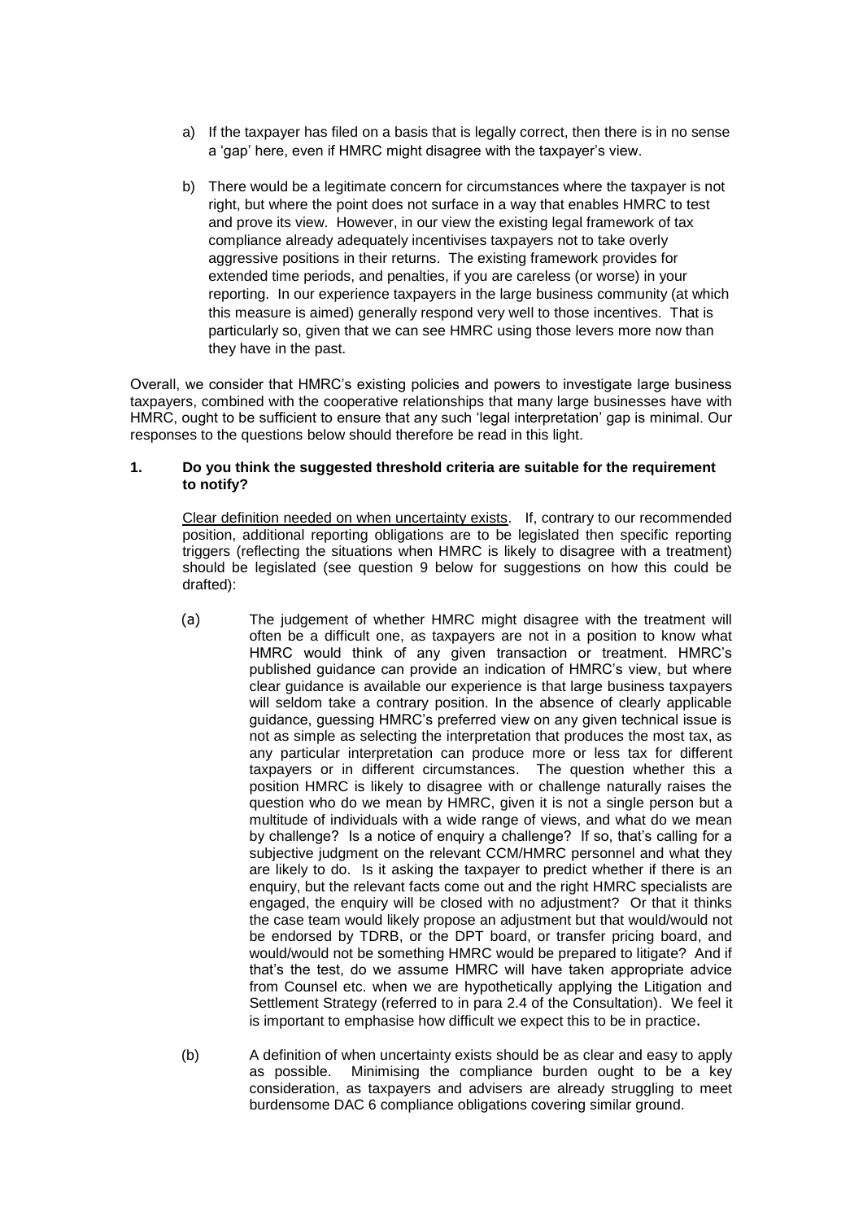a) If the taxpayer has filed on a basis that is legally correct, then there is in no sense a 'gap' here, even if HMRC might disagree with the taxpayer's view.

b) There would be a legitimate concern for circumstances where the taxpayer is not right, but where the point does not surface in a way that enables HMRC to test and prove its view. However, in our view the existing legal framework of tax compliance already adequately incentivises taxpayers not to take overly aggressive positions in their returns. The existing framework provides for extended time periods, and penalties, if you are careless (or worse) in your reporting. In our experience taxpayers in the large business community (at which this measure is aimed) generally respond very well to those incentives. That is particularly so, given that we can see HMRC using those levers more now than they have in the past.

Overall, we consider that HMRC's existing policies and powers to investigate large business taxpayers, combined with the cooperative relationships that many large businesses have with HMRC, ought to be sufficient to ensure that any such 'legal interpretation' gap is minimal. Our responses to the questions below should therefore be read in this light.

**1. Do you think the suggested threshold criteria are suitable for the requirement to notify?**

Clear definition needed on when uncertainty exists. If, contrary to our recommended position, additional reporting obligations are to be legislated then specific reporting triggers (reflecting the situations when HMRC is likely to disagree with a treatment) should be legislated (see question 9 below for suggestions on how this could be drafted):

(a) The judgement of whether HMRC might disagree with the treatment will often be a difficult one, as taxpayers are not in a position to know what HMRC would think of any given transaction or treatment. HMRC's published guidance can provide an indication of HMRC's view, but where clear guidance is available our experience is that large business taxpayers will seldom take a contrary position. In the absence of clearly applicable guidance, guessing HMRC's preferred view on any given technical issue is not as simple as selecting the interpretation that produces the most tax, as any particular interpretation can produce more or less tax for different taxpayers or in different circumstances. The question whether this a position HMRC is likely to disagree with or challenge naturally raises the question who do we mean by HMRC, given it is not a single person but a multitude of individuals with a wide range of views, and what do we mean by challenge? Is a notice of enquiry a challenge? If so, that's calling for a subjective judgment on the relevant CCM/HMRC personnel and what they are likely to do. Is it asking the taxpayer to predict whether if there is an enquiry, but the relevant facts come out and the right HMRC specialists are engaged, the enquiry will be closed with no adjustment? Or that it thinks the case team would likely propose an adjustment but that would/would not be endorsed by TDRB, or the DPT board, or transfer pricing board, and would/would not be something HMRC would be prepared to litigate? And if that's the test, do we assume HMRC will have taken appropriate advice from Counsel etc. when we are hypothetically applying the Litigation and Settlement Strategy (referred to in para 2.4 of the Consultation). We feel it is important to emphasise how difficult we expect this to be in practice.

(b) A definition of when uncertainty exists should be as clear and easy to apply as possible. Minimising the compliance burden ought to be a key consideration, as taxpayers and advisers are already struggling to meet burdensome DAC 6 compliance obligations covering similar ground.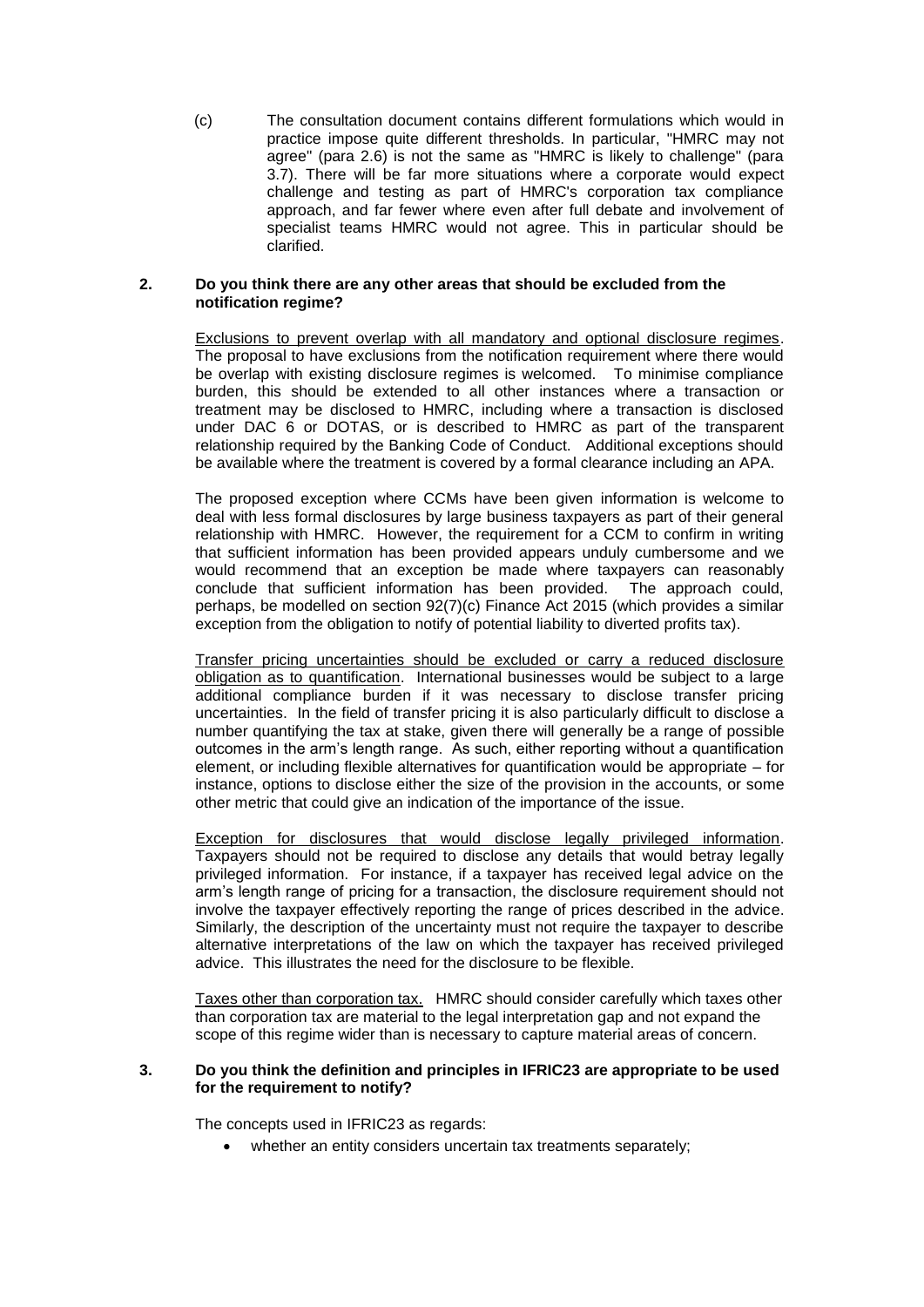(c) The consultation document contains different formulations which would in practice impose quite different thresholds. In particular, "HMRC may not agree" (para 2.6) is not the same as "HMRC is likely to challenge" (para 3.7). There will be far more situations where a corporate would expect challenge and testing as part of HMRC's corporation tax compliance approach, and far fewer where even after full debate and involvement of specialist teams HMRC would not agree. This in particular should be clarified.

**2. Do you think there are any other areas that should be excluded from the notification regime?**

<u>Exclusions to prevent overlap with all mandatory and optional disclosure regimes</u>. The proposal to have exclusions from the notification requirement where there would be overlap with existing disclosure regimes is welcomed. To minimise compliance burden, this should be extended to all other instances where a transaction or treatment may be disclosed to HMRC, including where a transaction is disclosed under DAC 6 or DOTAS, or is described to HMRC as part of the transparent relationship required by the Banking Code of Conduct. Additional exceptions should be available where the treatment is covered by a formal clearance including an APA.

The proposed exception where CCMs have been given information is welcome to deal with less formal disclosures by large business taxpayers as part of their general relationship with HMRC. However, the requirement for a CCM to confirm in writing that sufficient information has been provided appears unduly cumbersome and we would recommend that an exception be made where taxpayers can reasonably conclude that sufficient information has been provided. The approach could, perhaps, be modelled on section 92(7)(c) Finance Act 2015 (which provides a similar exception from the obligation to notify of potential liability to diverted profits tax).

<u>Transfer pricing uncertainties should be excluded or carry a reduced disclosure obligation as to quantification</u>. International businesses would be subject to a large additional compliance burden if it was necessary to disclose transfer pricing uncertainties. In the field of transfer pricing it is also particularly difficult to disclose a number quantifying the tax at stake, given there will generally be a range of possible outcomes in the arm's length range. As such, either reporting without a quantification element, or including flexible alternatives for quantification would be appropriate – for instance, options to disclose either the size of the provision in the accounts, or some other metric that could give an indication of the importance of the issue.

<u>Exception for disclosures that would disclose legally privileged information</u>. Taxpayers should not be required to disclose any details that would betray legally privileged information. For instance, if a taxpayer has received legal advice on the arm's length range of pricing for a transaction, the disclosure requirement should not involve the taxpayer effectively reporting the range of prices described in the advice. Similarly, the description of the uncertainty must not require the taxpayer to describe alternative interpretations of the law on which the taxpayer has received privileged advice. This illustrates the need for the disclosure to be flexible.

<u>Taxes other than corporation tax.</u> HMRC should consider carefully which taxes other than corporation tax are material to the legal interpretation gap and not expand the scope of this regime wider than is necessary to capture material areas of concern.

**3. Do you think the definition and principles in IFRIC23 are appropriate to be used for the requirement to notify?**

The concepts used in IFRIC23 as regards:

- whether an entity considers uncertain tax treatments separately;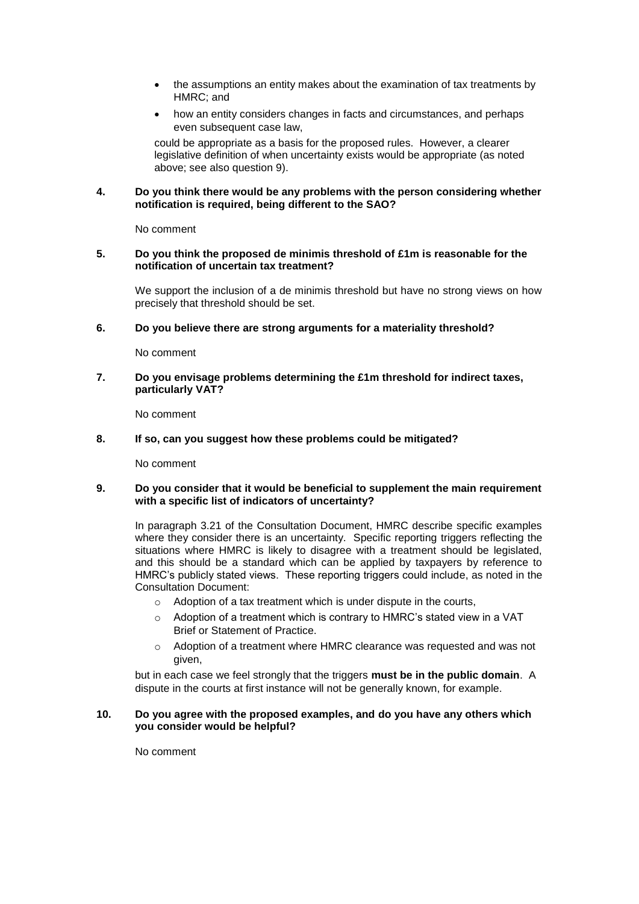- the assumptions an entity makes about the examination of tax treatments by HMRC; and
- how an entity considers changes in facts and circumstances, and perhaps even subsequent case law,

could be appropriate as a basis for the proposed rules. However, a clearer legislative definition of when uncertainty exists would be appropriate (as noted above; see also question 9).

**4. Do you think there would be any problems with the person considering whether notification is required, being different to the SAO?**

No comment

**5. Do you think the proposed de minimis threshold of £1m is reasonable for the notification of uncertain tax treatment?**

We support the inclusion of a de minimis threshold but have no strong views on how precisely that threshold should be set.

**6. Do you believe there are strong arguments for a materiality threshold?**

No comment

**7. Do you envisage problems determining the £1m threshold for indirect taxes, particularly VAT?**

No comment

**8. If so, can you suggest how these problems could be mitigated?**

No comment

**9. Do you consider that it would be beneficial to supplement the main requirement with a specific list of indicators of uncertainty?**

In paragraph 3.21 of the Consultation Document, HMRC describe specific examples where they consider there is an uncertainty. Specific reporting triggers reflecting the situations where HMRC is likely to disagree with a treatment should be legislated, and this should be a standard which can be applied by taxpayers by reference to HMRC's publicly stated views. These reporting triggers could include, as noted in the Consultation Document:

- Adoption of a tax treatment which is under dispute in the courts,
- Adoption of a treatment which is contrary to HMRC's stated view in a VAT Brief or Statement of Practice.
- Adoption of a treatment where HMRC clearance was requested and was not given,

but in each case we feel strongly that the triggers **must be in the public domain**. A dispute in the courts at first instance will not be generally known, for example.

**10. Do you agree with the proposed examples, and do you have any others which you consider would be helpful?**

No comment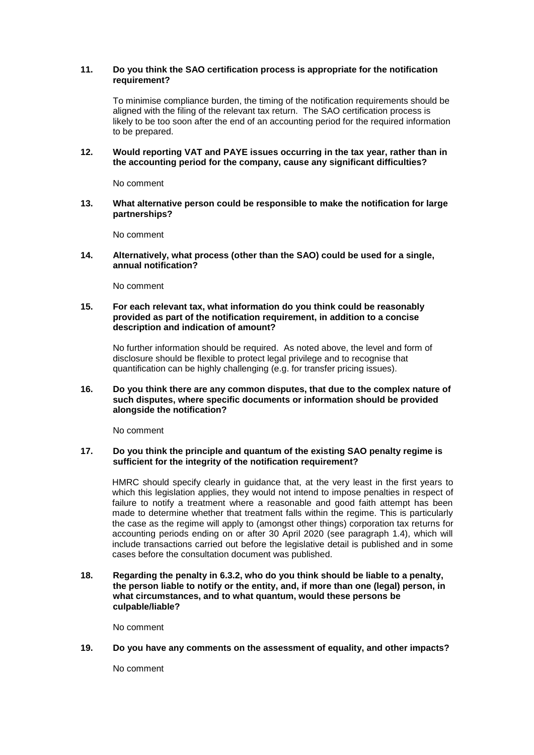**11. Do you think the SAO certification process is appropriate for the notification requirement?**

To minimise compliance burden, the timing of the notification requirements should be aligned with the filing of the relevant tax return. The SAO certification process is likely to be too soon after the end of an accounting period for the required information to be prepared.

**12. Would reporting VAT and PAYE issues occurring in the tax year, rather than in the accounting period for the company, cause any significant difficulties?**

No comment

**13. What alternative person could be responsible to make the notification for large partnerships?**

No comment

**14. Alternatively, what process (other than the SAO) could be used for a single, annual notification?**

No comment

**15. For each relevant tax, what information do you think could be reasonably provided as part of the notification requirement, in addition to a concise description and indication of amount?**

No further information should be required. As noted above, the level and form of disclosure should be flexible to protect legal privilege and to recognise that quantification can be highly challenging (e.g. for transfer pricing issues).

**16. Do you think there are any common disputes, that due to the complex nature of such disputes, where specific documents or information should be provided alongside the notification?**

No comment

**17. Do you think the principle and quantum of the existing SAO penalty regime is sufficient for the integrity of the notification requirement?**

HMRC should specify clearly in guidance that, at the very least in the first years to which this legislation applies, they would not intend to impose penalties in respect of failure to notify a treatment where a reasonable and good faith attempt has been made to determine whether that treatment falls within the regime. This is particularly the case as the regime will apply to (amongst other things) corporation tax returns for accounting periods ending on or after 30 April 2020 (see paragraph 1.4), which will include transactions carried out before the legislative detail is published and in some cases before the consultation document was published.

**18. Regarding the penalty in 6.3.2, who do you think should be liable to a penalty, the person liable to notify or the entity, and, if more than one (legal) person, in what circumstances, and to what quantum, would these persons be culpable/liable?**

No comment

**19. Do you have any comments on the assessment of equality, and other impacts?**

No comment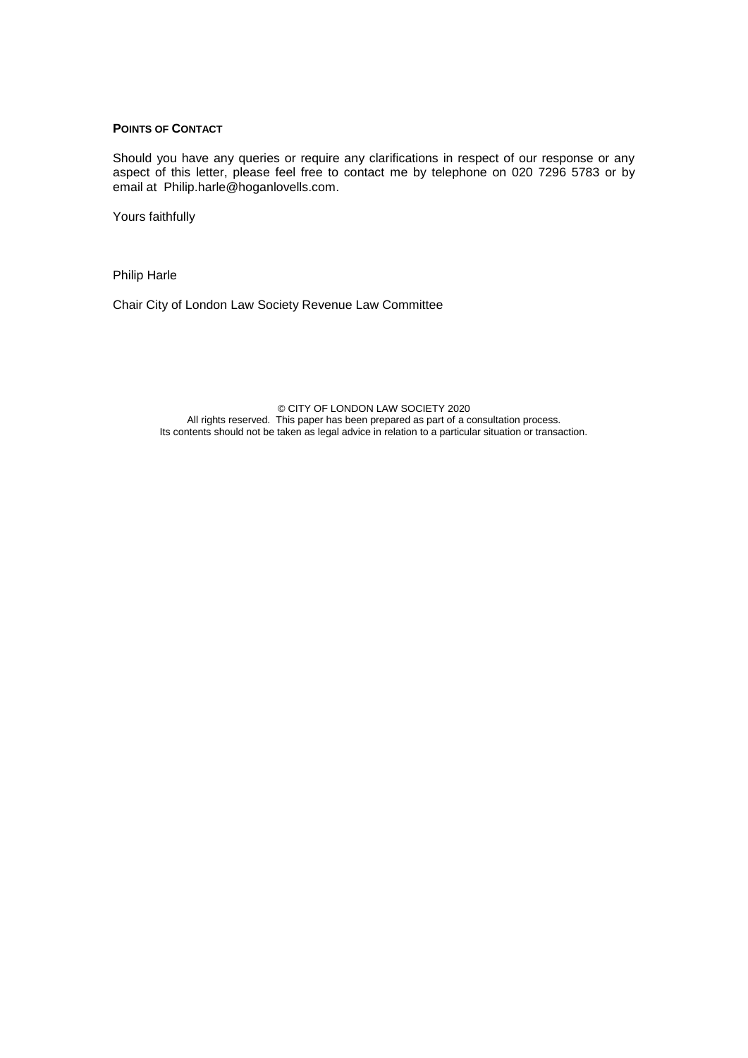**POINTS OF CONTACT**

Should you have any queries or require any clarifications in respect of our response or any aspect of this letter, please feel free to contact me by telephone on 020 7296 5783 or by email at Philip.harle@hoganlovells.com.

Yours faithfully

Philip Harle

Chair City of London Law Society Revenue Law Committee

© CITY OF LONDON LAW SOCIETY 2020
All rights reserved. This paper has been prepared as part of a consultation process.
Its contents should not be taken as legal advice in relation to a particular situation or transaction.